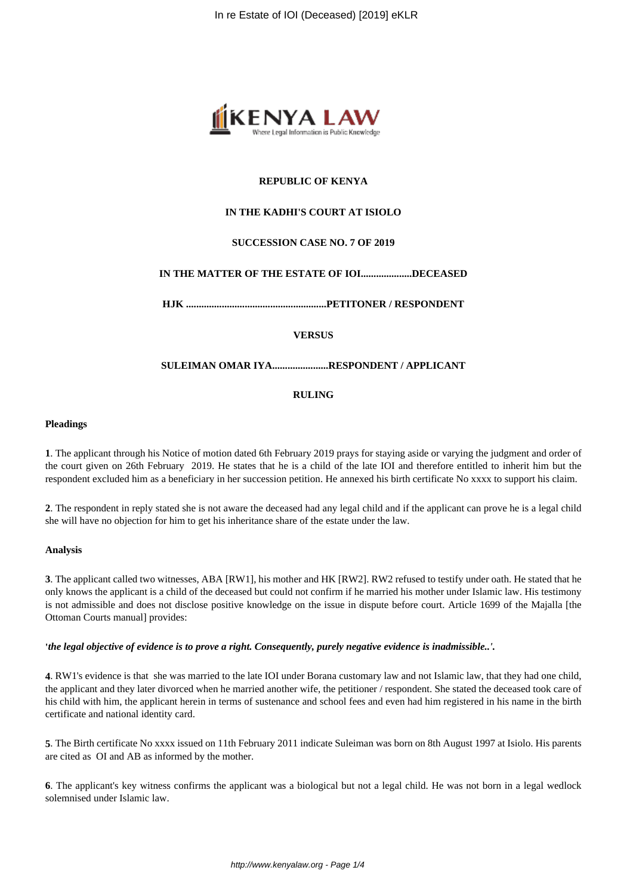**REPUBLIC OF KENYA**

**IN THE KADHI'S COURT AT ISIOLO**

**SUCCESSION CASE NO. 7 OF 2019**

**IN THE MATTER OF THE ESTATE OF IOI....................DECEASED**

**HJK .......................................................PETITIONER / RESPONDENT**

**VERSUS**

**SULEIMAN OMAR IYA......................RESPONDENT / APPLICANT**

**RULING**

**Pleadings**

**1**. The applicant through his Notice of motion dated 6th February 2019 prays for staying aside or varying the judgment and order of the court given on 26th February 2019. He states that he is a child of the late IOI and therefore entitled to inherit him but the respondent excluded him as a beneficiary in her succession petition. He annexed his birth certificate No xxxx to support his claim.

**2**. The respondent in reply stated she is not aware the deceased had any legal child and if the applicant can prove he is a legal child she will have no objection for him to get his inheritance share of the estate under the law.

**Analysis**

**3**. The applicant called two witnesses, ABA [RW1], his mother and HK [RW2]. RW2 refused to testify under oath. He stated that he only knows the applicant is a child of the deceased but could not confirm if he married his mother under Islamic law. His testimony is not admissible and does not disclose positive knowledge on the issue in dispute before court. Article 1699 of the Majalla [the Ottoman Courts manual] provides:

**'*the legal objective of evidence is to prove a right. Consequently, purely negative evidence is inadmissible..'*.**

**4**. RW1's evidence is that she was married to the late IOI under Borana customary law and not Islamic law, that they had one child, the applicant and they later divorced when he married another wife, the petitioner / respondent. She stated the deceased took care of his child with him, the applicant herein in terms of sustenance and school fees and even had him registered in his name in the birth certificate and national identity card.

**5**. The Birth certificate No xxxx issued on 11th February 2011 indicate Suleiman was born on 8th August 1997 at Isiolo. His parents are cited as OI and AB as informed by the mother.

**6**. The applicant's key witness confirms the applicant was a biological but not a legal child. He was not born in a legal wedlock solemnised under Islamic law.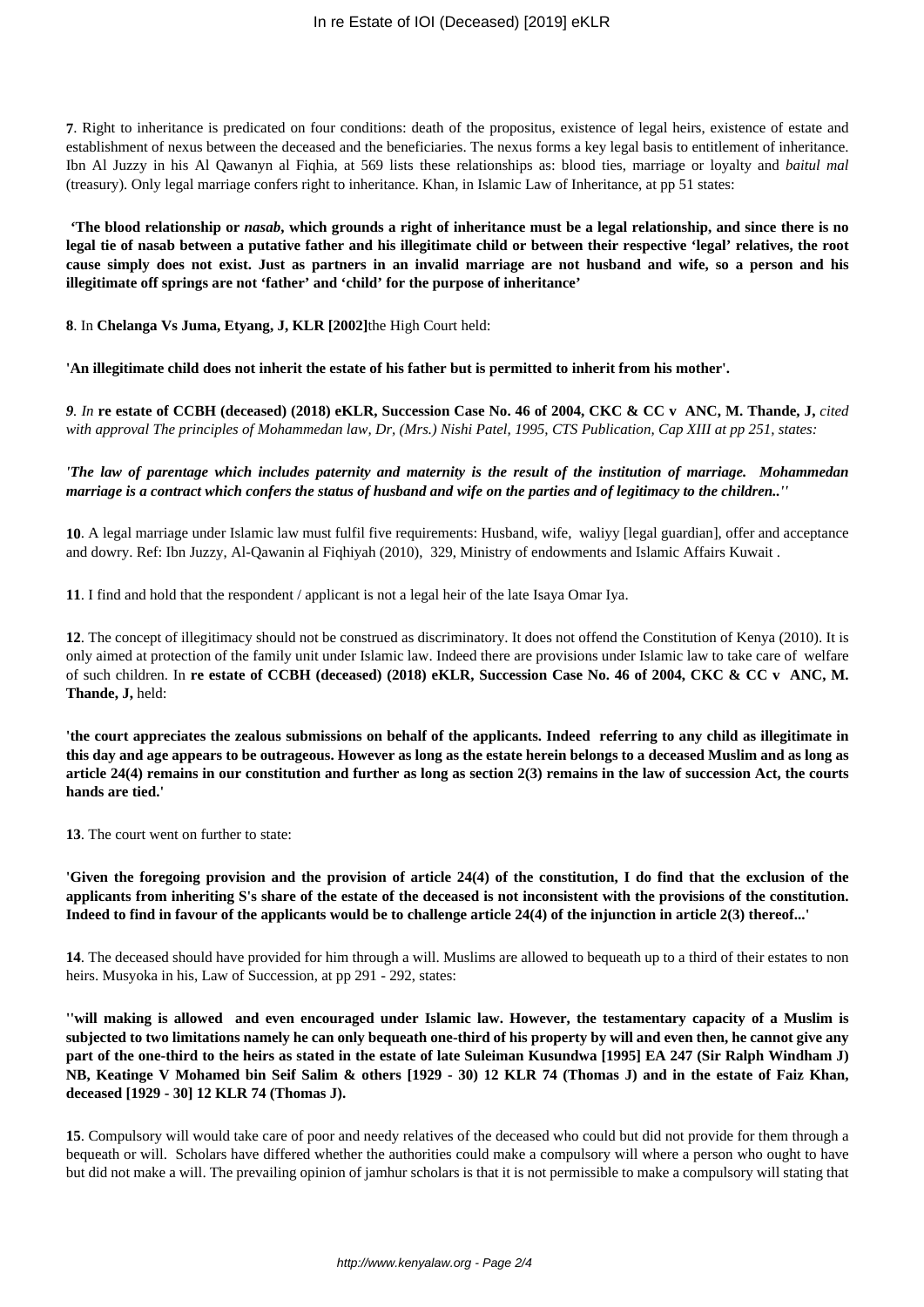**7**. Right to inheritance is predicated on four conditions: death of the propositus, existence of legal heirs, existence of estate and establishment of nexus between the deceased and the beneficiaries. The nexus forms a key legal basis to entitlement of inheritance. Ibn Al Juzzy in his Al Qawanyn al Fiqhia, at 569 lists these relationships as: blood ties, marriage or loyalty and *baitul mal* (treasury). Only legal marriage confers right to inheritance. Khan, in Islamic Law of Inheritance, at pp 51 states:

**'The blood relationship or *nasab*, which grounds a right of inheritance must be a legal relationship, and since there is no legal tie of nasab between a putative father and his illegitimate child or between their respective 'legal' relatives, the root cause simply does not exist. Just as partners in an invalid marriage are not husband and wife, so a person and his illegitimate off springs are not 'father' and 'child' for the purpose of inheritance'**

**8**. In **Chelanga Vs Juma, Etyang, J, KLR [2002]**the High Court held:

**'An illegitimate child does not inherit the estate of his father but is permitted to inherit from his mother'.**

*9. In* **re estate of CCBH (deceased) (2018) eKLR, Succession Case No. 46 of 2004, CKC & CC v ANC, M. Thande, J,** *cited with approval The principles of Mohammedan law, Dr, (Mrs.) Nishi Patel, 1995, CTS Publication, Cap XIII at pp 251, states:*

***'The law of parentage which includes paternity and maternity is the result of the institution of marriage. Mohammedan marriage is a contract which confers the status of husband and wife on the parties and of legitimacy to the children..''***

**10**. A legal marriage under Islamic law must fulfil five requirements: Husband, wife, waliyy [legal guardian], offer and acceptance and dowry. Ref: Ibn Juzzy, Al-Qawanin al Fiqhiyah (2010), 329, Ministry of endowments and Islamic Affairs Kuwait .

**11**. I find and hold that the respondent / applicant is not a legal heir of the late Isaya Omar Iya.

**12**. The concept of illegitimacy should not be construed as discriminatory. It does not offend the Constitution of Kenya (2010). It is only aimed at protection of the family unit under Islamic law. Indeed there are provisions under Islamic law to take care of welfare of such children. In **re estate of CCBH (deceased) (2018) eKLR, Succession Case No. 46 of 2004, CKC & CC v ANC, M. Thande, J,** held:

**'the court appreciates the zealous submissions on behalf of the applicants. Indeed referring to any child as illegitimate in this day and age appears to be outrageous. However as long as the estate herein belongs to a deceased Muslim and as long as article 24(4) remains in our constitution and further as long as section 2(3) remains in the law of succession Act, the courts hands are tied.'**

**13**. The court went on further to state:

**'Given the foregoing provision and the provision of article 24(4) of the constitution, I do find that the exclusion of the applicants from inheriting S's share of the estate of the deceased is not inconsistent with the provisions of the constitution. Indeed to find in favour of the applicants would be to challenge article 24(4) of the injunction in article 2(3) thereof...'**

**14**. The deceased should have provided for him through a will. Muslims are allowed to bequeath up to a third of their estates to non heirs. Musyoka in his, Law of Succession, at pp 291 - 292, states:

**''will making is allowed and even encouraged under Islamic law. However, the testamentary capacity of a Muslim is subjected to two limitations namely he can only bequeath one-third of his property by will and even then, he cannot give any part of the one-third to the heirs as stated in the estate of late Suleiman Kusundwa [1995] EA 247 (Sir Ralph Windham J) NB, Keatinge V Mohamed bin Seif Salim & others [1929 - 30) 12 KLR 74 (Thomas J) and in the estate of Faiz Khan, deceased [1929 - 30] 12 KLR 74 (Thomas J).**

**15**. Compulsory will would take care of poor and needy relatives of the deceased who could but did not provide for them through a bequeath or will. Scholars have differed whether the authorities could make a compulsory will where a person who ought to have but did not make a will. The prevailing opinion of jamhur scholars is that it is not permissible to make a compulsory will stating that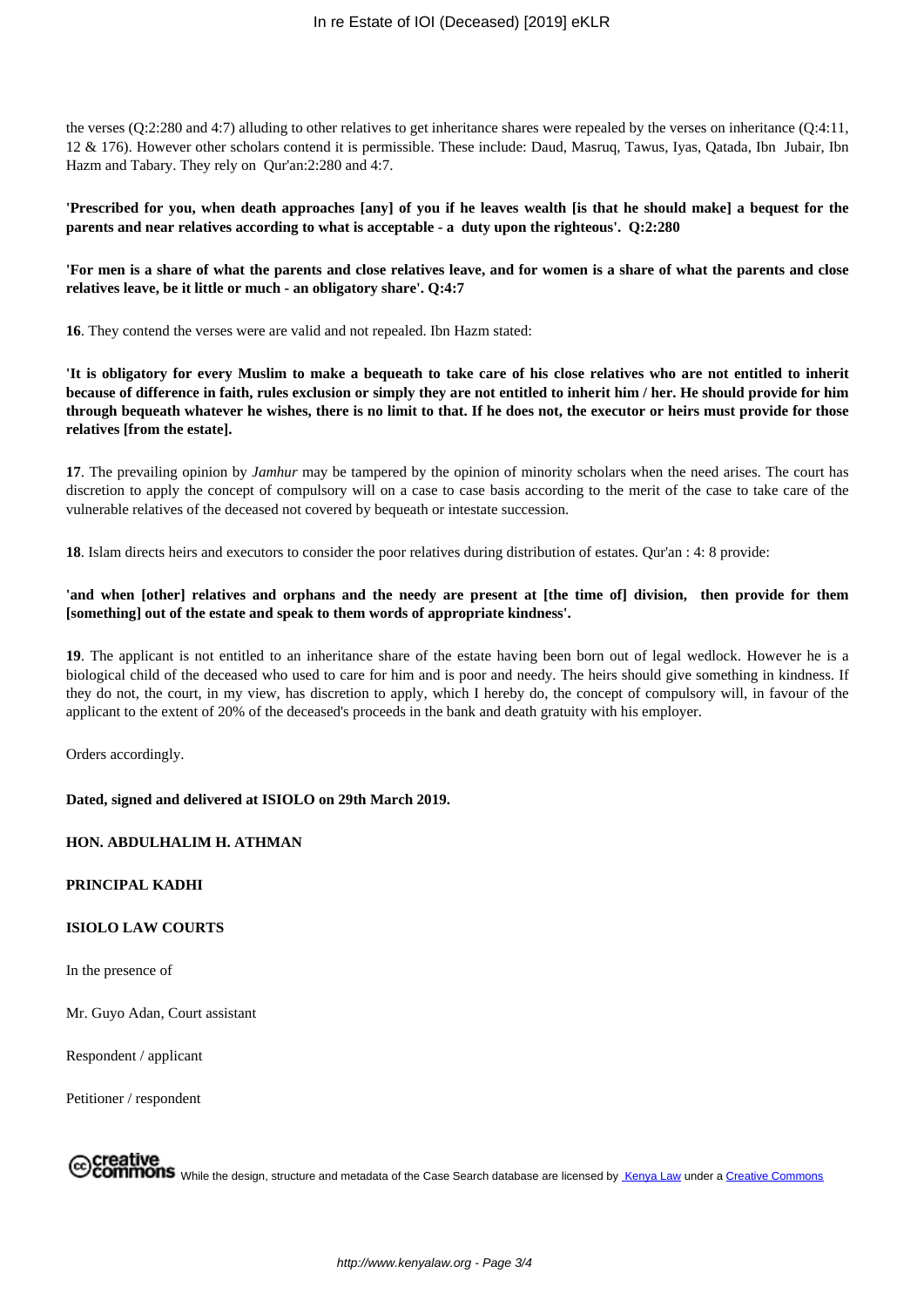the verses (Q:2:280 and 4:7) alluding to other relatives to get inheritance shares were repealed by the verses on inheritance (Q:4:11, 12 & 176). However other scholars contend it is permissible. These include: Daud, Masruq, Tawus, Iyas, Qatada, Ibn Jubair, Ibn Hazm and Tabary. They rely on Qur'an:2:280 and 4:7.

**'Prescribed for you, when death approaches [any] of you if he leaves wealth [is that he should make] a bequest for the parents and near relatives according to what is acceptable - a duty upon the righteous'. Q:2:280**

**'For men is a share of what the parents and close relatives leave, and for women is a share of what the parents and close relatives leave, be it little or much - an obligatory share'. Q:4:7**

**16**. They contend the verses were are valid and not repealed. Ibn Hazm stated:

**'It is obligatory for every Muslim to make a bequeath to take care of his close relatives who are not entitled to inherit because of difference in faith, rules exclusion or simply they are not entitled to inherit him / her. He should provide for him through bequeath whatever he wishes, there is no limit to that. If he does not, the executor or heirs must provide for those relatives [from the estate].**

**17**. The prevailing opinion by *Jamhur* may be tampered by the opinion of minority scholars when the need arises. The court has discretion to apply the concept of compulsory will on a case to case basis according to the merit of the case to take care of the vulnerable relatives of the deceased not covered by bequeath or intestate succession.

**18**. Islam directs heirs and executors to consider the poor relatives during distribution of estates. Qur'an : 4: 8 provide:

**'and when [other] relatives and orphans and the needy are present at [the time of] division, then provide for them [something] out of the estate and speak to them words of appropriate kindness'.**

**19**. The applicant is not entitled to an inheritance share of the estate having been born out of legal wedlock. However he is a biological child of the deceased who used to care for him and is poor and needy. The heirs should give something in kindness. If they do not, the court, in my view, has discretion to apply, which I hereby do, the concept of compulsory will, in favour of the applicant to the extent of 20% of the deceased's proceeds in the bank and death gratuity with his employer.

Orders accordingly.

**Dated, signed and delivered at ISIOLO on 29th March 2019.**

**HON. ABDULHALIM H. ATHMAN**

**PRINCIPAL KADHI**

**ISIOLO LAW COURTS**

In the presence of

Mr. Guyo Adan, Court assistant

Respondent / applicant

Petitioner / respondent

While the design, structure and metadata of the Case Search database are licensed by Kenya Law under a Creative Commons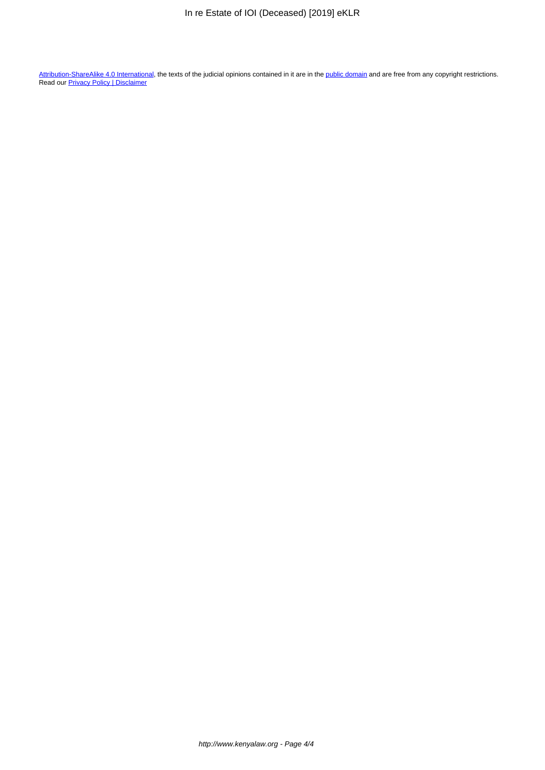Attribution-ShareAlike 4.0 International, the texts of the judicial opinions contained in it are in the public domain and are free from any copyright restrictions.
Read our Privacy Policy | Disclaimer